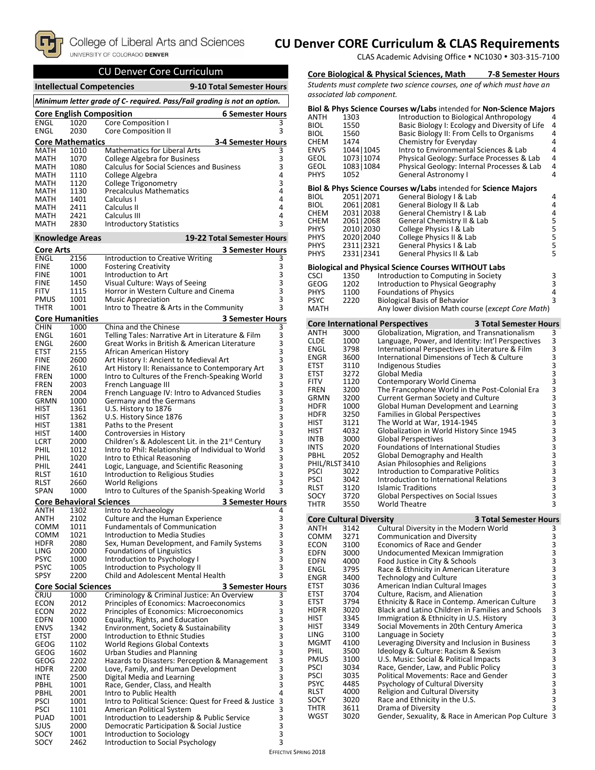College of Liberal Arts and Sciences
UNIVERSITY OF COLORADO DENVER

# CU Denver CORE Curriculum & CLAS Requirements

CLAS Academic Advising Office • NC1030 • 303-315-7100

## CU Denver Core Curriculum

### Intellectual Competencies — 9-10 Total Semester Hours

*Minimum letter grade of C- required. Pass/Fail grading is not an option.*

#### Core English Composition — 6 Semester Hours

| | | | |
|---|---|---|---|
| ENGL | 1020 | Core Composition I | 3 |
| ENGL | 2030 | Core Composition II | 3 |

#### Core Mathematics — 3-4 Semester Hours

| | | | |
|---|---|---|---|
| MATH | 1010 | Mathematics for Liberal Arts | 3 |
| MATH | 1070 | College Algebra for Business | 3 |
| MATH | 1080 | Calculus for Social Sciences and Business | 3 |
| MATH | 1110 | College Algebra | 4 |
| MATH | 1120 | College Trigonometry | 3 |
| MATH | 1130 | Precalculus Mathematics | 4 |
| MATH | 1401 | Calculus I | 4 |
| MATH | 2411 | Calculus II | 4 |
| MATH | 2421 | Calculus III | 4 |
| MATH | 2830 | Introductory Statistics | 3 |

### Knowledge Areas — 19-22 Total Semester Hours

#### Core Arts — 3 Semester Hours

| | | | |
|---|---|---|---|
| ENGL | 2156 | Introduction to Creative Writing | 3 |
| FINE | 1000 | Fostering Creativity | 3 |
| FINE | 1001 | Introduction to Art | 3 |
| FINE | 1450 | Visual Culture: Ways of Seeing | 3 |
| FITV | 1115 | Horror in Western Culture and Cinema | 3 |
| PMUS | 1001 | Music Appreciation | 3 |
| THTR | 1001 | Intro to Theatre & Arts in the Community | 3 |

#### Core Humanities — 3 Semester Hours

| | | | |
|---|---|---|---|
| CHIN | 1000 | China and the Chinese | 3 |
| ENGL | 1601 | Telling Tales: Narrative Art in Literature & Film | 3 |
| ENGL | 2600 | Great Works in British & American Literature | 3 |
| ETST | 2155 | African American History | 3 |
| FINE | 2600 | Art History I: Ancient to Medieval Art | 3 |
| FINE | 2610 | Art History II: Renaissance to Contemporary Art | 3 |
| FREN | 1000 | Intro to Cultures of the French-Speaking World | 3 |
| FREN | 2003 | French Language III | 3 |
| FREN | 2004 | French Language IV: Intro to Advanced Studies | 3 |
| GRMN | 1000 | Germany and the Germans | 3 |
| HIST | 1361 | U.S. History to 1876 | 3 |
| HIST | 1362 | U.S. History Since 1876 | 3 |
| HIST | 1381 | Paths to the Present | 3 |
| HIST | 1400 | Controversies in History | 3 |
| LCRT | 2000 | Children's & Adolescent Lit. in the 21st Century | 3 |
| PHIL | 1012 | Intro to Phil: Relationship of Individual to World | 3 |
| PHIL | 1020 | Intro to Ethical Reasoning | 3 |
| PHIL | 2441 | Logic, Language, and Scientific Reasoning | 3 |
| RLST | 1610 | Introduction to Religious Studies | 3 |
| RLST | 2660 | World Religions | 3 |
| SPAN | 1000 | Intro to Cultures of the Spanish-Speaking World | 3 |

#### Core Behavioral Sciences — 3 Semester Hours

| | | | |
|---|---|---|---|
| ANTH | 1302 | Intro to Archaeology | 4 |
| ANTH | 2102 | Culture and the Human Experience | 3 |
| COMM | 1011 | Fundamentals of Communication | 3 |
| COMM | 1021 | Introduction to Media Studies | 3 |
| HDFR | 2080 | Sex, Human Development, and Family Systems | 3 |
| LING | 2000 | Foundations of Linguistics | 3 |
| PSYC | 1000 | Introduction to Psychology I | 3 |
| PSYC | 1005 | Introduction to Psychology II | 3 |
| SPSY | 2200 | Child and Adolescent Mental Health | 3 |

#### Core Social Sciences — 3 Semester Hours

| | | | |
|---|---|---|---|
| CRJU | 1000 | Criminology & Criminal Justice: An Overview | 3 |
| ECON | 2012 | Principles of Economics: Macroeconomics | 3 |
| ECON | 2022 | Principles of Economics: Microeconomics | 3 |
| EDFN | 1000 | Equality, Rights, and Education | 3 |
| ENVS | 1342 | Environment, Society & Sustainability | 3 |
| ETST | 2000 | Introduction to Ethnic Studies | 3 |
| GEOG | 1102 | World Regions Global Contexts | 3 |
| GEOG | 1602 | Urban Studies and Planning | 3 |
| GEOG | 2202 | Hazards to Disasters: Perception & Management | 3 |
| HDFR | 2200 | Love, Family, and Human Development | 3 |
| INTE | 2500 | Digital Media and Learning | 3 |
| PBHL | 1001 | Race, Gender, Class, and Health | 3 |
| PBHL | 2001 | Intro to Public Health | 4 |
| PSCI | 1001 | Intro to Political Science: Quest for Freed & Justice | 3 |
| PSCI | 1101 | American Political System | 3 |
| PUAD | 1001 | Introduction to Leadership & Public Service | 3 |
| SJUS | 2000 | Democratic Participation & Social Justice | 3 |
| SOCY | 1001 | Introduction to Sociology | 3 |
| SOCY | 2462 | Introduction to Social Psychology | 3 |

#### Core Biological & Physical Sciences, Math — 7-8 Semester Hours

*Students must complete two science courses, one of which must have an associated lab component.*

**Biol & Phys Science Courses w/Labs** intended for **Non-Science Majors**

| | | | |
|---|---|---|---|
| ANTH | 1303 | Introduction to Biological Anthropology | 4 |
| BIOL | 1550 | Basic Biology I: Ecology and Diversity of Life | 4 |
| BIOL | 1560 | Basic Biology II: From Cells to Organisms | 4 |
| CHEM | 1474 | Chemistry for Everyday | 4 |
| ENVS | 1044\|1045 | Intro to Environmental Sciences & Lab | 4 |
| GEOL | 1073\|1074 | Physical Geology: Surface Processes & Lab | 4 |
| GEOL | 1083\|1084 | Physical Geology: Internal Processes & Lab | 4 |
| PHYS | 1052 | General Astronomy I | 4 |

**Biol & Phys Science Courses w/Labs** intended for **Science Majors**

| | | | |
|---|---|---|---|
| BIOL | 2051\|2071 | General Biology I & Lab | 4 |
| BIOL | 2061\|2081 | General Biology II & Lab | 4 |
| CHEM | 2031\|2038 | General Chemistry I & Lab | 4 |
| CHEM | 2061\|2068 | General Chemistry II & Lab | 5 |
| PHYS | 2010\|2030 | College Physics I & Lab | 5 |
| PHYS | 2020\|2040 | College Physics II & Lab | 5 |
| PHYS | 2311\|2321 | General Physics I & Lab | 5 |
| PHYS | 2331\|2341 | General Physics II & Lab | 5 |

**Biological and Physical Science Courses WITHOUT Labs**

| | | | |
|---|---|---|---|
| CSCI | 1350 | Introduction to Computing in Society | 3 |
| GEOG | 1202 | Introduction to Physical Geography | 3 |
| PHYS | 1100 | Foundations of Physics | 4 |
| PSYC | 2220 | Biological Basis of Behavior | 3 |
| MATH | | Any lower division Math course (*except Core Math*) | |

#### Core International Perspectives — 3 Total Semester Hours

| | | | |
|---|---|---|---|
| ANTH | 3000 | Globalization, Migration, and Transnationalism | 3 |
| CLDE | 1000 | Language, Power, and Identity: Int'l Perspectives | 3 |
| ENGL | 3798 | International Perspectives in Literature & Film | 3 |
| ENGR | 3600 | International Dimensions of Tech & Culture | 3 |
| ETST | 3110 | Indigenous Studies | 3 |
| ETST | 3272 | Global Media | 3 |
| FITV | 1120 | Contemporary World Cinema | 3 |
| FREN | 3200 | The Francophone World in the Post-Colonial Era | 3 |
| GRMN | 3200 | Current German Society and Culture | 3 |
| HDFR | 1000 | Global Human Development and Learning | 3 |
| HDFR | 3250 | Families in Global Perspectives | 3 |
| HIST | 3121 | The World at War, 1914-1945 | 3 |
| HIST | 4032 | Globalization in World History Since 1945 | 3 |
| INTB | 3000 | Global Perspectives | 3 |
| INTS | 2020 | Foundations of International Studies | 3 |
| PBHL | 2052 | Global Demography and Health | 3 |
| PHIL/RLST | 3410 | Asian Philosophies and Religions | 3 |
| PSCI | 3022 | Introduction to Comparative Politics | 3 |
| PSCI | 3042 | Introduction to International Relations | 3 |
| RLST | 3120 | Islamic Traditions | 3 |
| SOCY | 3720 | Global Perspectives on Social Issues | 3 |
| THTR | 3550 | World Theatre | 3 |

#### Core Cultural Diversity — 3 Total Semester Hours

| | | | |
|---|---|---|---|
| ANTH | 3142 | Cultural Diversity in the Modern World | 3 |
| COMM | 3271 | Communication and Diversity | 3 |
| ECON | 3100 | Economics of Race and Gender | 3 |
| EDFN | 3000 | Undocumented Mexican Immigration | 3 |
| EDFN | 4000 | Food Justice in City & Schools | 3 |
| ENGL | 3795 | Race & Ethnicity in American Literature | 3 |
| ENGR | 3400 | Technology and Culture | 3 |
| ETST | 3036 | American Indian Cultural Images | 3 |
| ETST | 3704 | Culture, Racism, and Alienation | 3 |
| ETST | 3794 | Ethnicity & Race in Contemp. American Culture | 3 |
| HDFR | 3020 | Black and Latino Children in Families and Schools | 3 |
| HIST | 3345 | Immigration & Ethnicity in U.S. History | 3 |
| HIST | 3349 | Social Movements in 20th Century America | 3 |
| LING | 3100 | Language in Society | 3 |
| MGMT | 4100 | Leveraging Diversity and Inclusion in Business | 3 |
| PHIL | 3500 | Ideology & Culture: Racism & Sexism | 3 |
| PMUS | 3100 | U.S. Music: Social & Political Impacts | 3 |
| PSCI | 3034 | Race, Gender, Law, and Public Policy | 3 |
| PSCI | 3035 | Political Movements: Race and Gender | 3 |
| PSYC | 4485 | Psychology of Cultural Diversity | 3 |
| RLST | 4000 | Religion and Cultural Diversity | 3 |
| SOCY | 3020 | Race and Ethnicity in the U.S. | 3 |
| THTR | 3611 | Drama of Diversity | 3 |
| WGST | 3020 | Gender, Sexuality, & Race in American Pop Culture | 3 |

EFFECTIVE SPRING 2018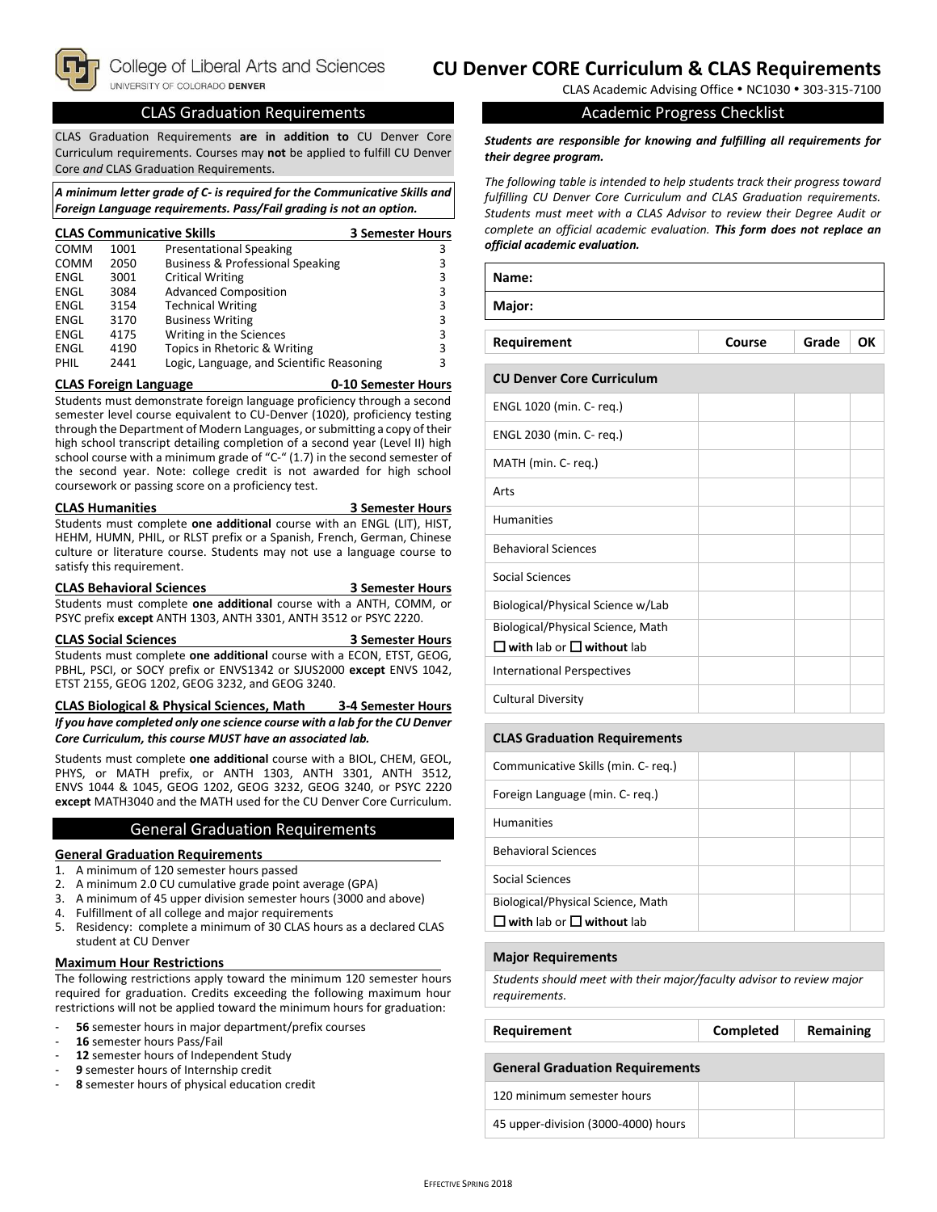College of Liberal Arts and Sciences
UNIVERSITY OF COLORADO DENVER

# CU Denver CORE Curriculum & CLAS Requirements

CLAS Academic Advising Office • NC1030 • 303-315-7100

## CLAS Graduation Requirements

CLAS Graduation Requirements **are in addition to** CU Denver Core Curriculum requirements. Courses may **not** be applied to fulfill CU Denver Core *and* CLAS Graduation Requirements.

***A minimum letter grade of C- is required for the Communicative Skills and Foreign Language requirements. Pass/Fail grading is not an option.***

### CLAS Communicative Skills — 3 Semester Hours

| | | | |
|---|---|---|---|
| COMM | 1001 | Presentational Speaking | 3 |
| COMM | 2050 | Business & Professional Speaking | 3 |
| ENGL | 3001 | Critical Writing | 3 |
| ENGL | 3084 | Advanced Composition | 3 |
| ENGL | 3154 | Technical Writing | 3 |
| ENGL | 3170 | Business Writing | 3 |
| ENGL | 4175 | Writing in the Sciences | 3 |
| ENGL | 4190 | Topics in Rhetoric & Writing | 3 |
| PHIL | 2441 | Logic, Language, and Scientific Reasoning | 3 |

### CLAS Foreign Language — 0-10 Semester Hours

Students must demonstrate foreign language proficiency through a second semester level course equivalent to CU-Denver (1020), proficiency testing through the Department of Modern Languages, or submitting a copy of their high school transcript detailing completion of a second year (Level II) high school course with a minimum grade of "C-" (1.7) in the second semester of the second year. Note: college credit is not awarded for high school coursework or passing score on a proficiency test.

### CLAS Humanities — 3 Semester Hours

Students must complete **one additional** course with an ENGL (LIT), HIST, HEHM, HUMN, PHIL, or RLST prefix or a Spanish, French, German, Chinese culture or literature course. Students may not use a language course to satisfy this requirement.

### CLAS Behavioral Sciences — 3 Semester Hours

Students must complete **one additional** course with a ANTH, COMM, or PSYC prefix **except** ANTH 1303, ANTH 3301, ANTH 3512 or PSYC 2220.

### CLAS Social Sciences — 3 Semester Hours

Students must complete **one additional** course with a ECON, ETST, GEOG, PBHL, PSCI, or SOCY prefix or ENVS1342 or SJUS2000 **except** ENVS 1042, ETST 2155, GEOG 1202, GEOG 3232, and GEOG 3240.

### CLAS Biological & Physical Sciences, Math — 3-4 Semester Hours

***If you have completed only one science course with a lab for the CU Denver Core Curriculum, this course MUST have an associated lab.***

Students must complete **one additional** course with a BIOL, CHEM, GEOL, PHYS, or MATH prefix, or ANTH 1303, ANTH 3301, ANTH 3512, ENVS 1044 & 1045, GEOG 1202, GEOG 3232, GEOG 3240, or PSYC 2220 **except** MATH3040 and the MATH used for the CU Denver Core Curriculum.

## General Graduation Requirements

### General Graduation Requirements

1. A minimum of 120 semester hours passed
2. A minimum 2.0 CU cumulative grade point average (GPA)
3. A minimum of 45 upper division semester hours (3000 and above)
4. Fulfillment of all college and major requirements
5. Residency: complete a minimum of 30 CLAS hours as a declared CLAS student at CU Denver

### Maximum Hour Restrictions

The following restrictions apply toward the minimum 120 semester hours required for graduation. Credits exceeding the following maximum hour restrictions will not be applied toward the minimum hours for graduation:

- **56** semester hours in major department/prefix courses
- **16** semester hours Pass/Fail
- **12** semester hours of Independent Study
- **9** semester hours of Internship credit
- **8** semester hours of physical education credit

## Academic Progress Checklist

***Students are responsible for knowing and fulfilling all requirements for their degree program.***

*The following table is intended to help students track their progress toward fulfilling CU Denver Core Curriculum and CLAS Graduation requirements. Students must meet with a CLAS Advisor to review their Degree Audit or complete an official academic evaluation.* ***This form does not replace an official academic evaluation.***

**Name:**

**Major:**

| Requirement | Course | Grade | OK |
|---|---|---|---|
| **CU Denver Core Curriculum** | | | |
| ENGL 1020 (min. C- req.) | | | |
| ENGL 2030 (min. C- req.) | | | |
| MATH (min. C- req.) | | | |
| Arts | | | |
| Humanities | | | |
| Behavioral Sciences | | | |
| Social Sciences | | | |
| Biological/Physical Science w/Lab | | | |
| Biological/Physical Science, Math ☐ **with** lab or ☐ **without** lab | | | |
| International Perspectives | | | |
| Cultural Diversity | | | |
| **CLAS Graduation Requirements** | | | |
| Communicative Skills (min. C- req.) | | | |
| Foreign Language (min. C- req.) | | | |
| Humanities | | | |
| Behavioral Sciences | | | |
| Social Sciences | | | |
| Biological/Physical Science, Math ☐ **with** lab or ☐ **without** lab | | | |

**Major Requirements**

*Students should meet with their major/faculty advisor to review major requirements.*

| Requirement | Completed | Remaining |
|---|---|---|
| **General Graduation Requirements** | | |
| 120 minimum semester hours | | |
| 45 upper-division (3000-4000) hours | | |

EFFECTIVE SPRING 2018